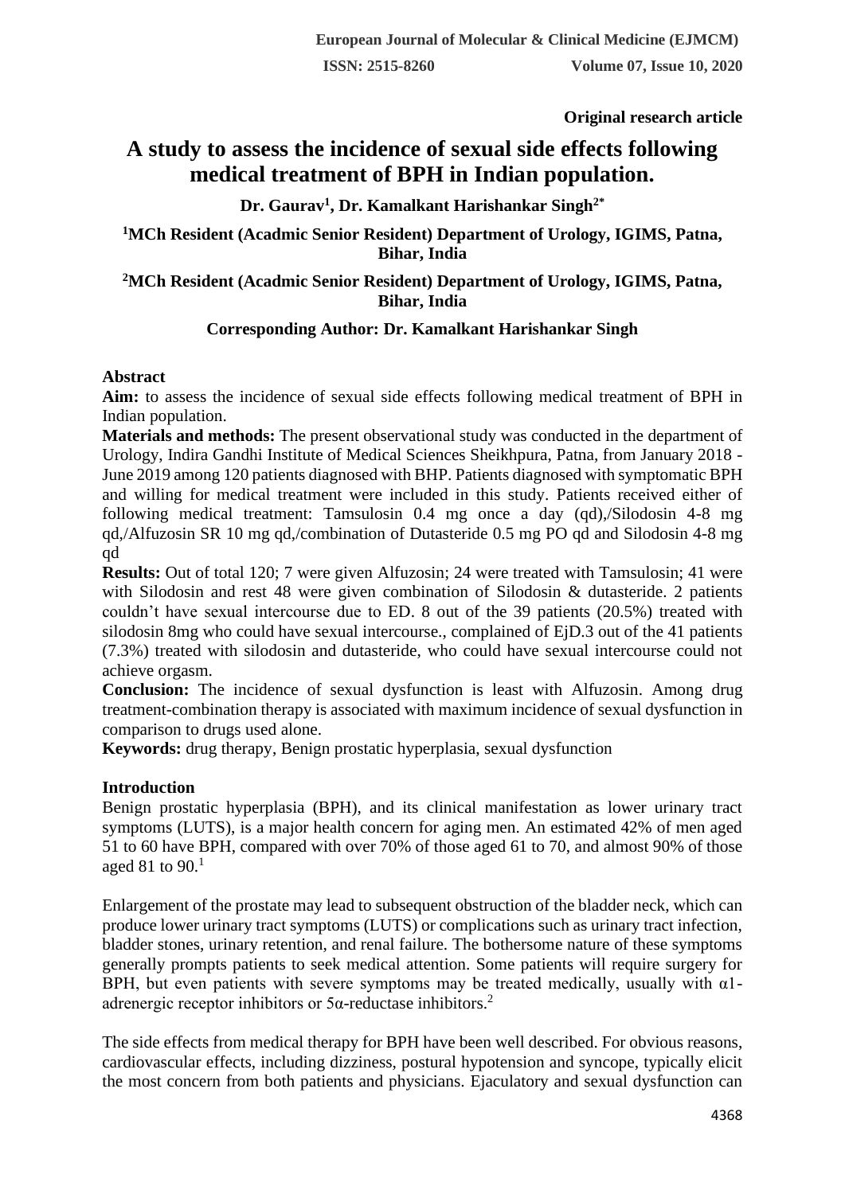Original research article

# A study to assess the incidence of sexual side effects following medical treatment of BPH in Indian population.

**Dr. Gaurav[1], Dr. Kamalkant Harishankar Singh[2*]**

**[1]MCh Resident (Acadmic Senior Resident) Department of Urology, IGIMS, Patna, Bihar, India**

**[2]MCh Resident (Acadmic Senior Resident) Department of Urology, IGIMS, Patna, Bihar, India**

**Corresponding Author: Dr. Kamalkant Harishankar Singh**

## Abstract

**Aim:** to assess the incidence of sexual side effects following medical treatment of BPH in Indian population.

**Materials and methods:** The present observational study was conducted in the department of Urology, Indira Gandhi Institute of Medical Sciences Sheikhpura, Patna, from January 2018 - June 2019 among 120 patients diagnosed with BHP. Patients diagnosed with symptomatic BPH and willing for medical treatment were included in this study. Patients received either of following medical treatment: Tamsulosin 0.4 mg once a day (qd),/Silodosin 4-8 mg qd,/Alfuzosin SR 10 mg qd,/combination of Dutasteride 0.5 mg PO qd and Silodosin 4-8 mg qd

**Results:** Out of total 120; 7 were given Alfuzosin; 24 were treated with Tamsulosin; 41 were with Silodosin and rest 48 were given combination of Silodosin & dutasteride. 2 patients couldn't have sexual intercourse due to ED. 8 out of the 39 patients (20.5%) treated with silodosin 8mg who could have sexual intercourse., complained of EjD.3 out of the 41 patients (7.3%) treated with silodosin and dutasteride, who could have sexual intercourse could not achieve orgasm.

**Conclusion:** The incidence of sexual dysfunction is least with Alfuzosin. Among drug treatment-combination therapy is associated with maximum incidence of sexual dysfunction in comparison to drugs used alone.

**Keywords:** drug therapy, Benign prostatic hyperplasia, sexual dysfunction

## Introduction

Benign prostatic hyperplasia (BPH), and its clinical manifestation as lower urinary tract symptoms (LUTS), is a major health concern for aging men. An estimated 42% of men aged 51 to 60 have BPH, compared with over 70% of those aged 61 to 70, and almost 90% of those aged 81 to 90.[1]

Enlargement of the prostate may lead to subsequent obstruction of the bladder neck, which can produce lower urinary tract symptoms (LUTS) or complications such as urinary tract infection, bladder stones, urinary retention, and renal failure. The bothersome nature of these symptoms generally prompts patients to seek medical attention. Some patients will require surgery for BPH, but even patients with severe symptoms may be treated medically, usually with α1-adrenergic receptor inhibitors or 5α-reductase inhibitors.[2]

The side effects from medical therapy for BPH have been well described. For obvious reasons, cardiovascular effects, including dizziness, postural hypotension and syncope, typically elicit the most concern from both patients and physicians. Ejaculatory and sexual dysfunction can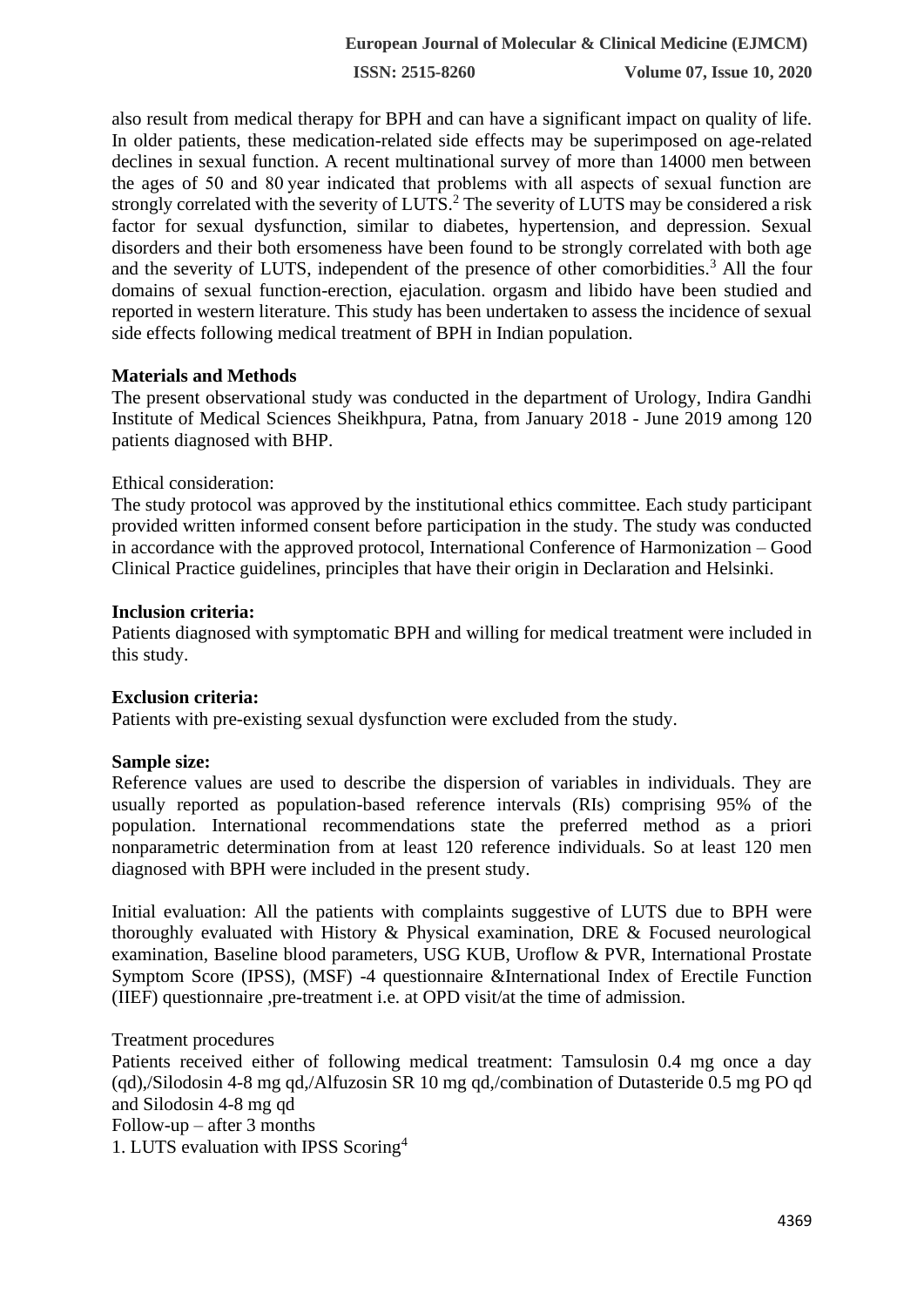also result from medical therapy for BPH and can have a significant impact on quality of life. In older patients, these medication-related side effects may be superimposed on age-related declines in sexual function. A recent multinational survey of more than 14000 men between the ages of 50 and 80 year indicated that problems with all aspects of sexual function are strongly correlated with the severity of LUTS.[2] The severity of LUTS may be considered a risk factor for sexual dysfunction, similar to diabetes, hypertension, and depression. Sexual disorders and their both ersomeness have been found to be strongly correlated with both age and the severity of LUTS, independent of the presence of other comorbidities.[3] All the four domains of sexual function-erection, ejaculation. orgasm and libido have been studied and reported in western literature. This study has been undertaken to assess the incidence of sexual side effects following medical treatment of BPH in Indian population.

**Materials and Methods**

The present observational study was conducted in the department of Urology, Indira Gandhi Institute of Medical Sciences Sheikhpura, Patna, from January 2018 - June 2019 among 120 patients diagnosed with BHP.

Ethical consideration:

The study protocol was approved by the institutional ethics committee. Each study participant provided written informed consent before participation in the study. The study was conducted in accordance with the approved protocol, International Conference of Harmonization – Good Clinical Practice guidelines, principles that have their origin in Declaration and Helsinki.

**Inclusion criteria:**

Patients diagnosed with symptomatic BPH and willing for medical treatment were included in this study.

**Exclusion criteria:**

Patients with pre-existing sexual dysfunction were excluded from the study.

**Sample size:**

Reference values are used to describe the dispersion of variables in individuals. They are usually reported as population-based reference intervals (RIs) comprising 95% of the population. International recommendations state the preferred method as a priori nonparametric determination from at least 120 reference individuals. So at least 120 men diagnosed with BPH were included in the present study.

Initial evaluation: All the patients with complaints suggestive of LUTS due to BPH were thoroughly evaluated with History & Physical examination, DRE & Focused neurological examination, Baseline blood parameters, USG KUB, Uroflow & PVR, International Prostate Symptom Score (IPSS), (MSF) -4 questionnaire &International Index of Erectile Function (IIEF) questionnaire ,pre-treatment i.e. at OPD visit/at the time of admission.

Treatment procedures

Patients received either of following medical treatment: Tamsulosin 0.4 mg once a day (qd),/Silodosin 4-8 mg qd,/Alfuzosin SR 10 mg qd,/combination of Dutasteride 0.5 mg PO qd and Silodosin 4-8 mg qd

Follow-up – after 3 months

1. LUTS evaluation with IPSS Scoring[4]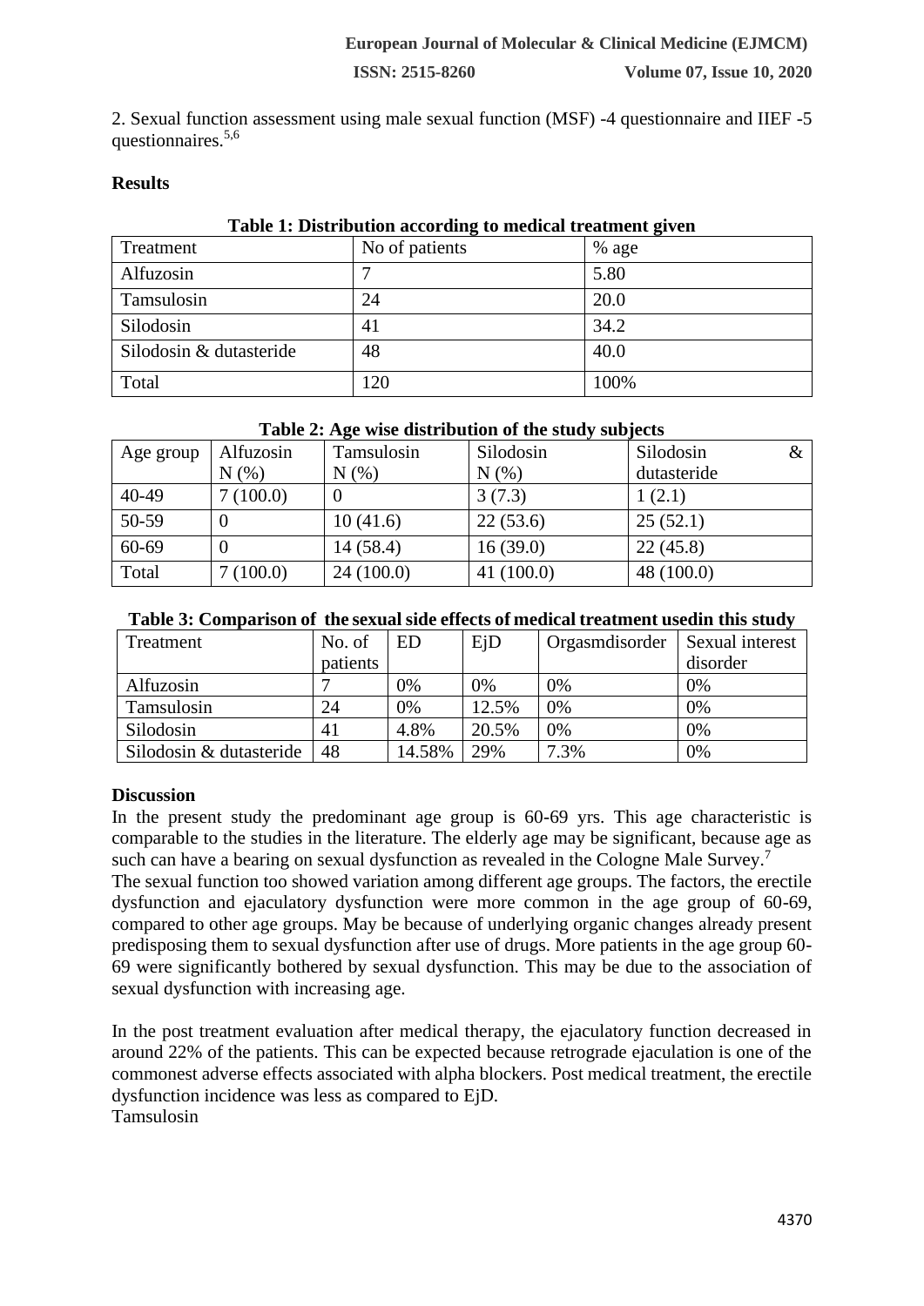2. Sexual function assessment using male sexual function (MSF) -4 questionnaire and IIEF -5 questionnaires.[5,6]

**Results**

**Table 1: Distribution according to medical treatment given**

| Treatment | No of patients | % age |
|---|---|---|
| Alfuzosin | 7 | 5.80 |
| Tamsulosin | 24 | 20.0 |
| Silodosin | 41 | 34.2 |
| Silodosin & dutasteride | 48 | 40.0 |
| Total | 120 | 100% |

**Table 2: Age wise distribution of the study subjects**

| Age group | Alfuzosin N (%) | Tamsulosin N (%) | Silodosin N (%) | Silodosin & dutasteride |
|---|---|---|---|---|
| 40-49 | 7 (100.0) | 0 | 3 (7.3) | 1 (2.1) |
| 50-59 | 0 | 10 (41.6) | 22 (53.6) | 25 (52.1) |
| 60-69 | 0 | 14 (58.4) | 16 (39.0) | 22 (45.8) |
| Total | 7 (100.0) | 24 (100.0) | 41 (100.0) | 48 (100.0) |

**Table 3: Comparison of the sexual side effects of medical treatment usedin this study**

| Treatment | No. of patients | ED | EjD | Orgasmdisorder | Sexual interest disorder |
|---|---|---|---|---|---|
| Alfuzosin | 7 | 0% | 0% | 0% | 0% |
| Tamsulosin | 24 | 0% | 12.5% | 0% | 0% |
| Silodosin | 41 | 4.8% | 20.5% | 0% | 0% |
| Silodosin & dutasteride | 48 | 14.58% | 29% | 7.3% | 0% |

**Discussion**

In the present study the predominant age group is 60-69 yrs. This age characteristic is comparable to the studies in the literature. The elderly age may be significant, because age as such can have a bearing on sexual dysfunction as revealed in the Cologne Male Survey.[7]

The sexual function too showed variation among different age groups. The factors, the erectile dysfunction and ejaculatory dysfunction were more common in the age group of 60-69, compared to other age groups. May be because of underlying organic changes already present predisposing them to sexual dysfunction after use of drugs. More patients in the age group 60-69 were significantly bothered by sexual dysfunction. This may be due to the association of sexual dysfunction with increasing age.

In the post treatment evaluation after medical therapy, the ejaculatory function decreased in around 22% of the patients. This can be expected because retrograde ejaculation is one of the commonest adverse effects associated with alpha blockers. Post medical treatment, the erectile dysfunction incidence was less as compared to EjD.

Tamsulosin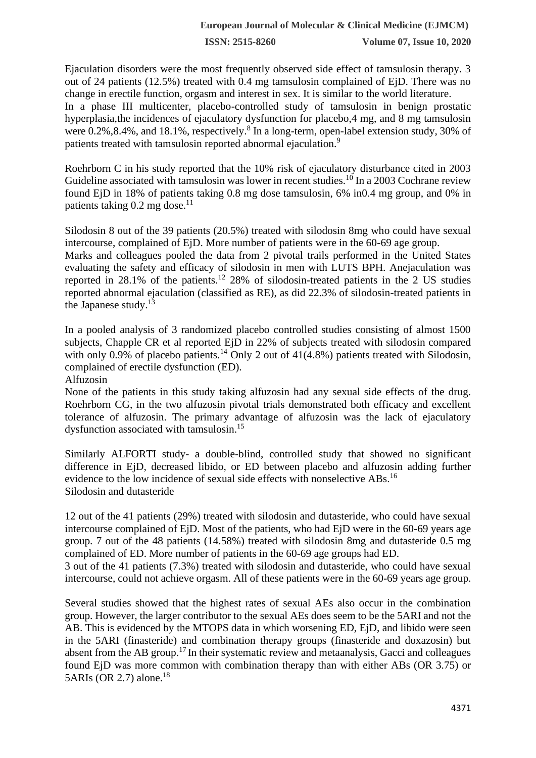Ejaculation disorders were the most frequently observed side effect of tamsulosin therapy. 3 out of 24 patients (12.5%) treated with 0.4 mg tamsulosin complained of EjD. There was no change in erectile function, orgasm and interest in sex. It is similar to the world literature.

In a phase III multicenter, placebo-controlled study of tamsulosin in benign prostatic hyperplasia,the incidences of ejaculatory dysfunction for placebo,4 mg, and 8 mg tamsulosin were 0.2%,8.4%, and 18.1%, respectively.[8] In a long-term, open-label extension study, 30% of patients treated with tamsulosin reported abnormal ejaculation.[9]

Roehrborn C in his study reported that the 10% risk of ejaculatory disturbance cited in 2003 Guideline associated with tamsulosin was lower in recent studies.[10] In a 2003 Cochrane review found EjD in 18% of patients taking 0.8 mg dose tamsulosin, 6% in0.4 mg group, and 0% in patients taking 0.2 mg dose.[11]

Silodosin 8 out of the 39 patients (20.5%) treated with silodosin 8mg who could have sexual intercourse, complained of EjD. More number of patients were in the 60-69 age group.

Marks and colleagues pooled the data from 2 pivotal trails performed in the United States evaluating the safety and efficacy of silodosin in men with LUTS BPH. Anejaculation was reported in 28.1% of the patients.[12] 28% of silodosin-treated patients in the 2 US studies reported abnormal ejaculation (classified as RE), as did 22.3% of silodosin-treated patients in the Japanese study.[13]

In a pooled analysis of 3 randomized placebo controlled studies consisting of almost 1500 subjects, Chapple CR et al reported EjD in 22% of subjects treated with silodosin compared with only 0.9% of placebo patients.[14] Only 2 out of 41(4.8%) patients treated with Silodosin, complained of erectile dysfunction (ED).

Alfuzosin

None of the patients in this study taking alfuzosin had any sexual side effects of the drug. Roehrborn CG, in the two alfuzosin pivotal trials demonstrated both efficacy and excellent tolerance of alfuzosin. The primary advantage of alfuzosin was the lack of ejaculatory dysfunction associated with tamsulosin.[15]

Similarly ALFORTI study- a double-blind, controlled study that showed no significant difference in EjD, decreased libido, or ED between placebo and alfuzosin adding further evidence to the low incidence of sexual side effects with nonselective ABs.[16]

Silodosin and dutasteride

12 out of the 41 patients (29%) treated with silodosin and dutasteride, who could have sexual intercourse complained of EjD. Most of the patients, who had EjD were in the 60-69 years age group. 7 out of the 48 patients (14.58%) treated with silodosin 8mg and dutasteride 0.5 mg complained of ED. More number of patients in the 60-69 age groups had ED.

3 out of the 41 patients (7.3%) treated with silodosin and dutasteride, who could have sexual intercourse, could not achieve orgasm. All of these patients were in the 60-69 years age group.

Several studies showed that the highest rates of sexual AEs also occur in the combination group. However, the larger contributor to the sexual AEs does seem to be the 5ARI and not the AB. This is evidenced by the MTOPS data in which worsening ED, EjD, and libido were seen in the 5ARI (finasteride) and combination therapy groups (finasteride and doxazosin) but absent from the AB group.[17] In their systematic review and metaanalysis, Gacci and colleagues found EjD was more common with combination therapy than with either ABs (OR 3.75) or 5ARIs (OR 2.7) alone.[18]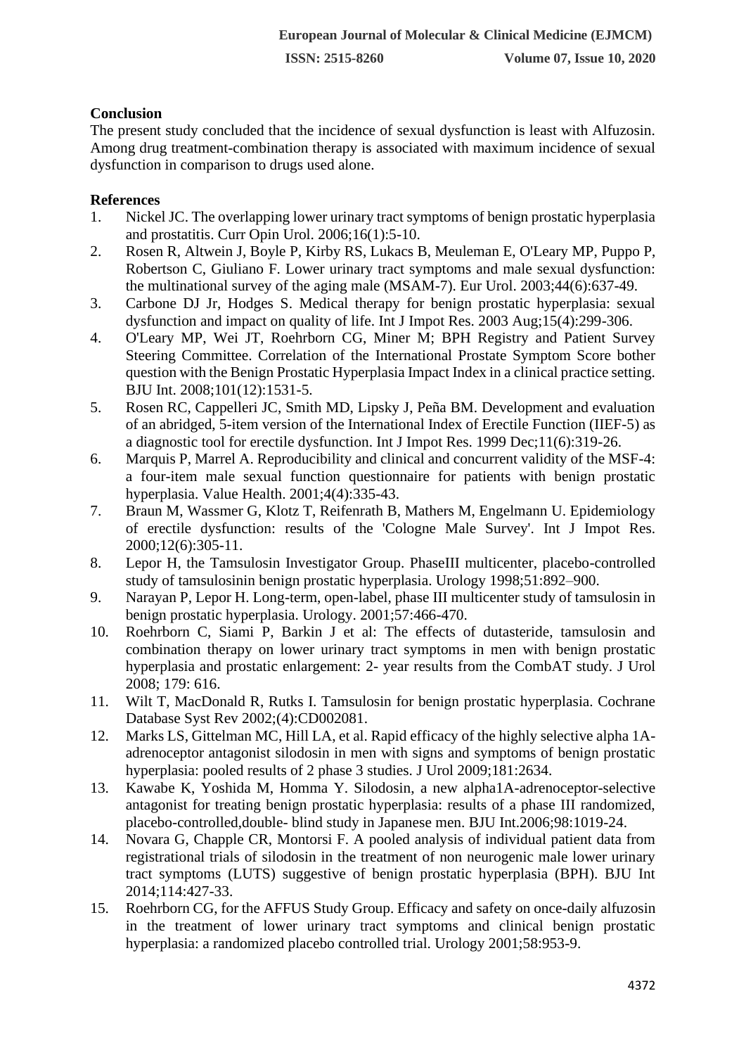## Conclusion

The present study concluded that the incidence of sexual dysfunction is least with Alfuzosin. Among drug treatment-combination therapy is associated with maximum incidence of sexual dysfunction in comparison to drugs used alone.

## References

1. Nickel JC. The overlapping lower urinary tract symptoms of benign prostatic hyperplasia and prostatitis. Curr Opin Urol. 2006;16(1):5-10.
2. Rosen R, Altwein J, Boyle P, Kirby RS, Lukacs B, Meuleman E, O'Leary MP, Puppo P, Robertson C, Giuliano F. Lower urinary tract symptoms and male sexual dysfunction: the multinational survey of the aging male (MSAM-7). Eur Urol. 2003;44(6):637-49.
3. Carbone DJ Jr, Hodges S. Medical therapy for benign prostatic hyperplasia: sexual dysfunction and impact on quality of life. Int J Impot Res. 2003 Aug;15(4):299-306.
4. O'Leary MP, Wei JT, Roehrborn CG, Miner M; BPH Registry and Patient Survey Steering Committee. Correlation of the International Prostate Symptom Score bother question with the Benign Prostatic Hyperplasia Impact Index in a clinical practice setting. BJU Int. 2008;101(12):1531-5.
5. Rosen RC, Cappelleri JC, Smith MD, Lipsky J, Peña BM. Development and evaluation of an abridged, 5-item version of the International Index of Erectile Function (IIEF-5) as a diagnostic tool for erectile dysfunction. Int J Impot Res. 1999 Dec;11(6):319-26.
6. Marquis P, Marrel A. Reproducibility and clinical and concurrent validity of the MSF-4: a four-item male sexual function questionnaire for patients with benign prostatic hyperplasia. Value Health. 2001;4(4):335-43.
7. Braun M, Wassmer G, Klotz T, Reifenrath B, Mathers M, Engelmann U. Epidemiology of erectile dysfunction: results of the 'Cologne Male Survey'. Int J Impot Res. 2000;12(6):305-11.
8. Lepor H, the Tamsulosin Investigator Group. PhaseIII multicenter, placebo-controlled study of tamsulosinin benign prostatic hyperplasia. Urology 1998;51:892–900.
9. Narayan P, Lepor H. Long-term, open-label, phase III multicenter study of tamsulosin in benign prostatic hyperplasia. Urology. 2001;57:466-470.
10. Roehrborn C, Siami P, Barkin J et al: The effects of dutasteride, tamsulosin and combination therapy on lower urinary tract symptoms in men with benign prostatic hyperplasia and prostatic enlargement: 2- year results from the CombAT study. J Urol 2008; 179: 616.
11. Wilt T, MacDonald R, Rutks I. Tamsulosin for benign prostatic hyperplasia. Cochrane Database Syst Rev 2002;(4):CD002081.
12. Marks LS, Gittelman MC, Hill LA, et al. Rapid efficacy of the highly selective alpha 1A-adrenoceptor antagonist silodosin in men with signs and symptoms of benign prostatic hyperplasia: pooled results of 2 phase 3 studies. J Urol 2009;181:2634.
13. Kawabe K, Yoshida M, Homma Y. Silodosin, a new alpha1A-adrenoceptor-selective antagonist for treating benign prostatic hyperplasia: results of a phase III randomized, placebo-controlled,double- blind study in Japanese men. BJU Int.2006;98:1019-24.
14. Novara G, Chapple CR, Montorsi F. A pooled analysis of individual patient data from registrational trials of silodosin in the treatment of non neurogenic male lower urinary tract symptoms (LUTS) suggestive of benign prostatic hyperplasia (BPH). BJU Int 2014;114:427-33.
15. Roehrborn CG, for the AFFUS Study Group. Efficacy and safety on once-daily alfuzosin in the treatment of lower urinary tract symptoms and clinical benign prostatic hyperplasia: a randomized placebo controlled trial. Urology 2001;58:953-9.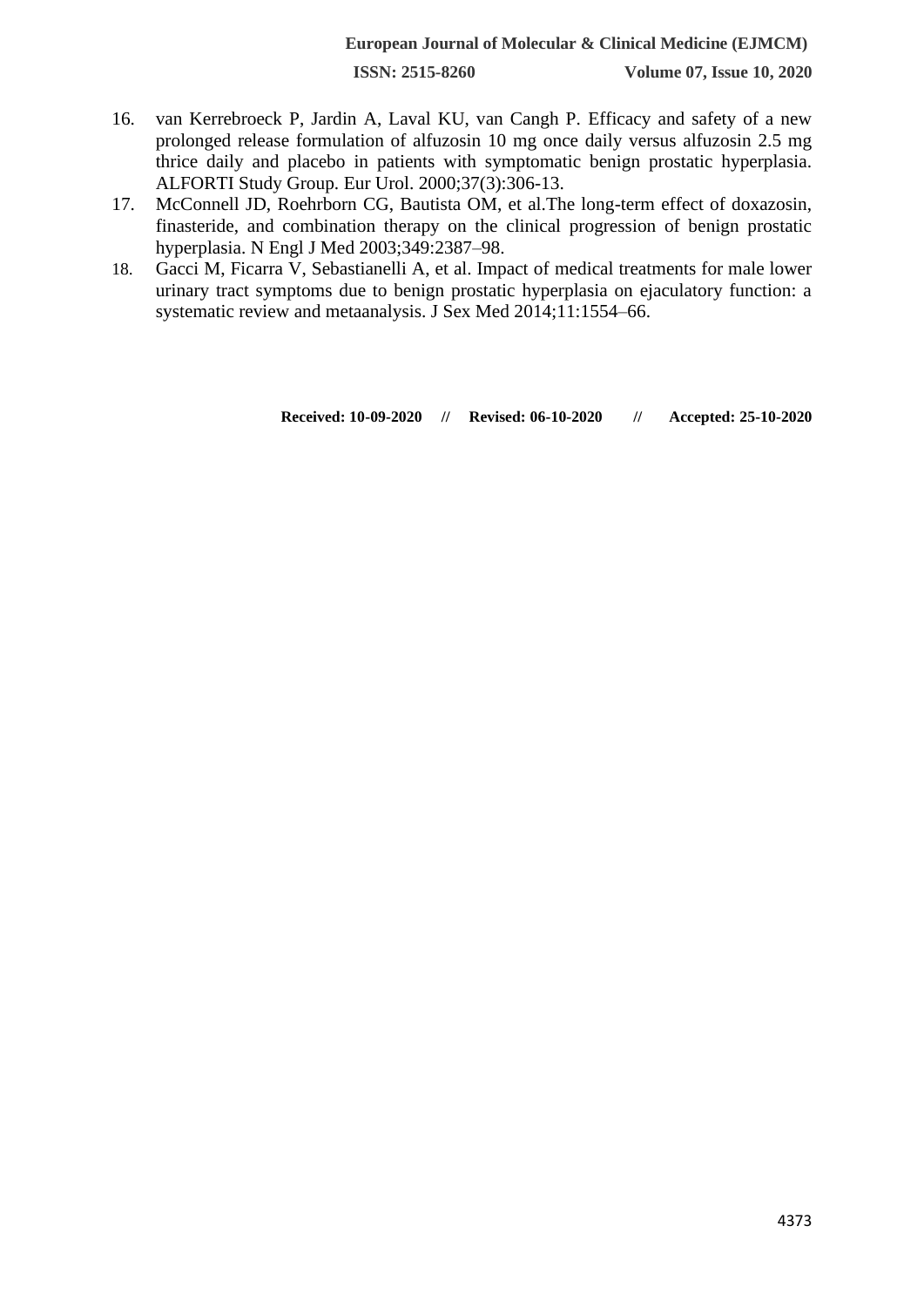16. van Kerrebroeck P, Jardin A, Laval KU, van Cangh P. Efficacy and safety of a new prolonged release formulation of alfuzosin 10 mg once daily versus alfuzosin 2.5 mg thrice daily and placebo in patients with symptomatic benign prostatic hyperplasia. ALFORTI Study Group. Eur Urol. 2000;37(3):306-13.
17. McConnell JD, Roehrborn CG, Bautista OM, et al.The long-term effect of doxazosin, finasteride, and combination therapy on the clinical progression of benign prostatic hyperplasia. N Engl J Med 2003;349:2387–98.
18. Gacci M, Ficarra V, Sebastianelli A, et al. Impact of medical treatments for male lower urinary tract symptoms due to benign prostatic hyperplasia on ejaculatory function: a systematic review and metaanalysis. J Sex Med 2014;11:1554–66.

**Received: 10-09-2020 // Revised: 06-10-2020 // Accepted: 25-10-2020**